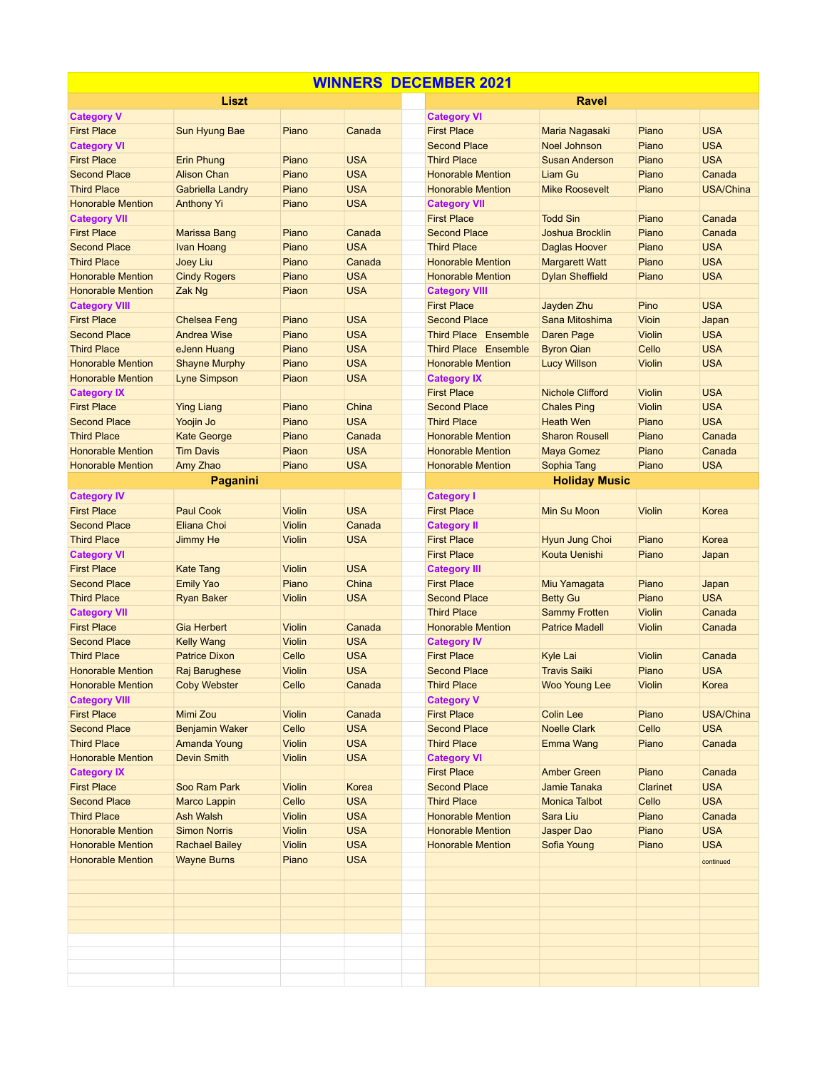# WINNERS DECEMBER 2021

## Liszt

| | | | |
|---|---|---|---|
| **Category V** | | | |
| First Place | Sun Hyung Bae | Piano | Canada |
| **Category VI** | | | |
| First Place | Erin Phung | Piano | USA |
| Second Place | Alison Chan | Piano | USA |
| Third Place | Gabriella Landry | Piano | USA |
| Honorable Mention | Anthony Yi | Piano | USA |
| **Category VII** | | | |
| First Place | Marissa Bang | Piano | Canada |
| Second Place | Ivan Hoang | Piano | USA |
| Third Place | Joey Liu | Piano | Canada |
| Honorable Mention | Cindy Rogers | Piano | USA |
| Honorable Mention | Zak Ng | Piaon | USA |
| **Category VIII** | | | |
| First Place | Chelsea Feng | Piano | USA |
| Second Place | Andrea Wise | Piano | USA |
| Third Place | eJenn Huang | Piano | USA |
| Honorable Mention | Shayne Murphy | Piano | USA |
| Honorable Mention | Lyne Simpson | Piaon | USA |
| **Category IX** | | | |
| First Place | Ying Liang | Piano | China |
| Second Place | Yoojin Jo | Piano | USA |
| Third Place | Kate George | Piano | Canada |
| Honorable Mention | Tim Davis | Piaon | USA |
| Honorable Mention | Amy Zhao | Piano | USA |

## Paganini

| | | | |
|---|---|---|---|
| **Category IV** | | | |
| First Place | Paul Cook | Violin | USA |
| Second Place | Eliana Choi | Violin | Canada |
| Third Place | Jimmy He | Violin | USA |
| **Category VI** | | | |
| First Place | Kate Tang | Violin | USA |
| Second Place | Emily Yao | Piano | China |
| Third Place | Ryan Baker | Violin | USA |
| **Category VII** | | | |
| First Place | Gia Herbert | Violin | Canada |
| Second Place | Kelly Wang | Violin | USA |
| Third Place | Patrice Dixon | Cello | USA |
| Honorable Mention | Raj Barughese | Violin | USA |
| Honorable Mention | Coby Webster | Cello | Canada |
| **Category VIII** | | | |
| First Place | Mimi Zou | Violin | Canada |
| Second Place | Benjamin Waker | Cello | USA |
| Third Place | Amanda Young | Violin | USA |
| Honorable Mention | Devin Smith | Violin | USA |
| **Category IX** | | | |
| First Place | Soo Ram Park | Violin | Korea |
| Second Place | Marco Lappin | Cello | USA |
| Third Place | Ash Walsh | Violin | USA |
| Honorable Mention | Simon Norris | Violin | USA |
| Honorable Mention | Rachael Bailey | Violin | USA |
| Honorable Mention | Wayne Burns | Piano | USA |

## Ravel

| | | | |
|---|---|---|---|
| **Category VI** | | | |
| First Place | Maria Nagasaki | Piano | USA |
| Second Place | Noel Johnson | Piano | USA |
| Third Place | Susan Anderson | Piano | USA |
| Honorable Mention | Liam Gu | Piano | Canada |
| Honorable Mention | Mike Roosevelt | Piano | USA/China |
| **Category VII** | | | |
| First Place | Todd Sin | Piano | Canada |
| Second Place | Joshua Brocklin | Piano | Canada |
| Third Place | Daglas Hoover | Piano | USA |
| Honorable Mention | Margarett Watt | Piano | USA |
| Honorable Mention | Dylan Sheffield | Piano | USA |
| **Category VIII** | | | |
| First Place | Jayden Zhu | Pino | USA |
| Second Place | Sana Mitoshima | Vioin | Japan |
| Third Place Ensemble | Daren Page | Violin | USA |
| Third Place Ensemble | Byron Qian | Cello | USA |
| Honorable Mention | Lucy Willson | Violin | USA |
| **Category IX** | | | |
| First Place | Nichole Clifford | Violin | USA |
| Second Place | Chales Ping | Violin | USA |
| Third Place | Heath Wen | Piano | USA |
| Honorable Mention | Sharon Rousell | Piano | Canada |
| Honorable Mention | Maya Gomez | Piano | Canada |
| Honorable Mention | Sophia Tang | Piano | USA |

## Holiday Music

| | | | |
|---|---|---|---|
| **Category I** | | | |
| First Place | Min Su Moon | Violin | Korea |
| **Category II** | | | |
| First Place | Hyun Jung Choi | Piano | Korea |
| First Place | Kouta Uenishi | Piano | Japan |
| **Category III** | | | |
| First Place | Miu Yamagata | Piano | Japan |
| Second Place | Betty Gu | Piano | USA |
| Third Place | Sammy Frotten | Violin | Canada |
| Honorable Mention | Patrice Madell | Violin | Canada |
| **Category IV** | | | |
| First Place | Kyle Lai | Violin | Canada |
| Second Place | Travis Saiki | Piano | USA |
| Third Place | Woo Young Lee | Violin | Korea |
| **Category V** | | | |
| First Place | Colin Lee | Piano | USA/China |
| Second Place | Noelle Clark | Cello | USA |
| Third Place | Emma Wang | Piano | Canada |
| **Category VI** | | | |
| First Place | Amber Green | Piano | Canada |
| Second Place | Jamie Tanaka | Clarinet | USA |
| Third Place | Monica Talbot | Cello | USA |
| Honorable Mention | Sara Liu | Piano | Canada |
| Honorable Mention | Jasper Dao | Piano | USA |
| Honorable Mention | Sofia Young | Piano | USA |

continued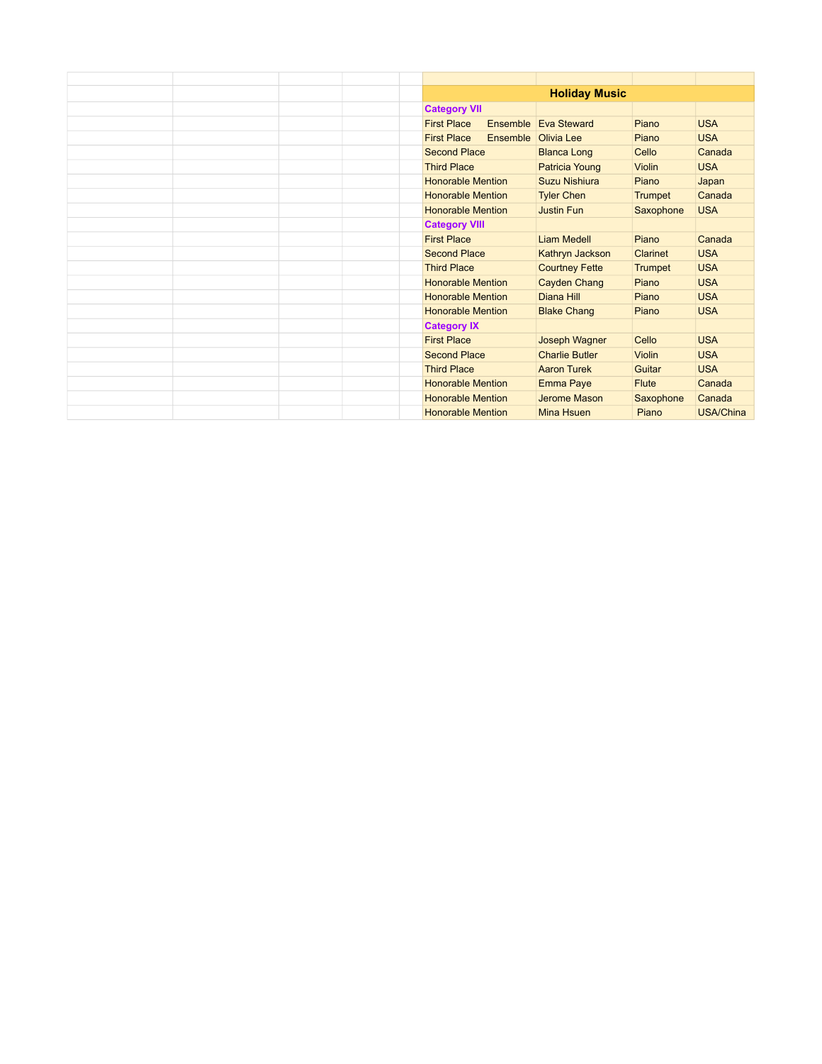## Holiday Music

| | | | |
|---|---|---|---|
| **Category VII** | | | |
| First Place Ensemble | Eva Steward | Piano | USA |
| First Place Ensemble | Olivia Lee | Piano | USA |
| Second Place | Blanca Long | Cello | Canada |
| Third Place | Patricia Young | Violin | USA |
| Honorable Mention | Suzu Nishiura | Piano | Japan |
| Honorable Mention | Tyler Chen | Trumpet | Canada |
| Honorable Mention | Justin Fun | Saxophone | USA |
| **Category VIII** | | | |
| First Place | Liam Medell | Piano | Canada |
| Second Place | Kathryn Jackson | Clarinet | USA |
| Third Place | Courtney Fette | Trumpet | USA |
| Honorable Mention | Cayden Chang | Piano | USA |
| Honorable Mention | Diana Hill | Piano | USA |
| Honorable Mention | Blake Chang | Piano | USA |
| **Category IX** | | | |
| First Place | Joseph Wagner | Cello | USA |
| Second Place | Charlie Butler | Violin | USA |
| Third Place | Aaron Turek | Guitar | USA |
| Honorable Mention | Emma Paye | Flute | Canada |
| Honorable Mention | Jerome Mason | Saxophone | Canada |
| Honorable Mention | Mina Hsuen | Piano | USA/China |